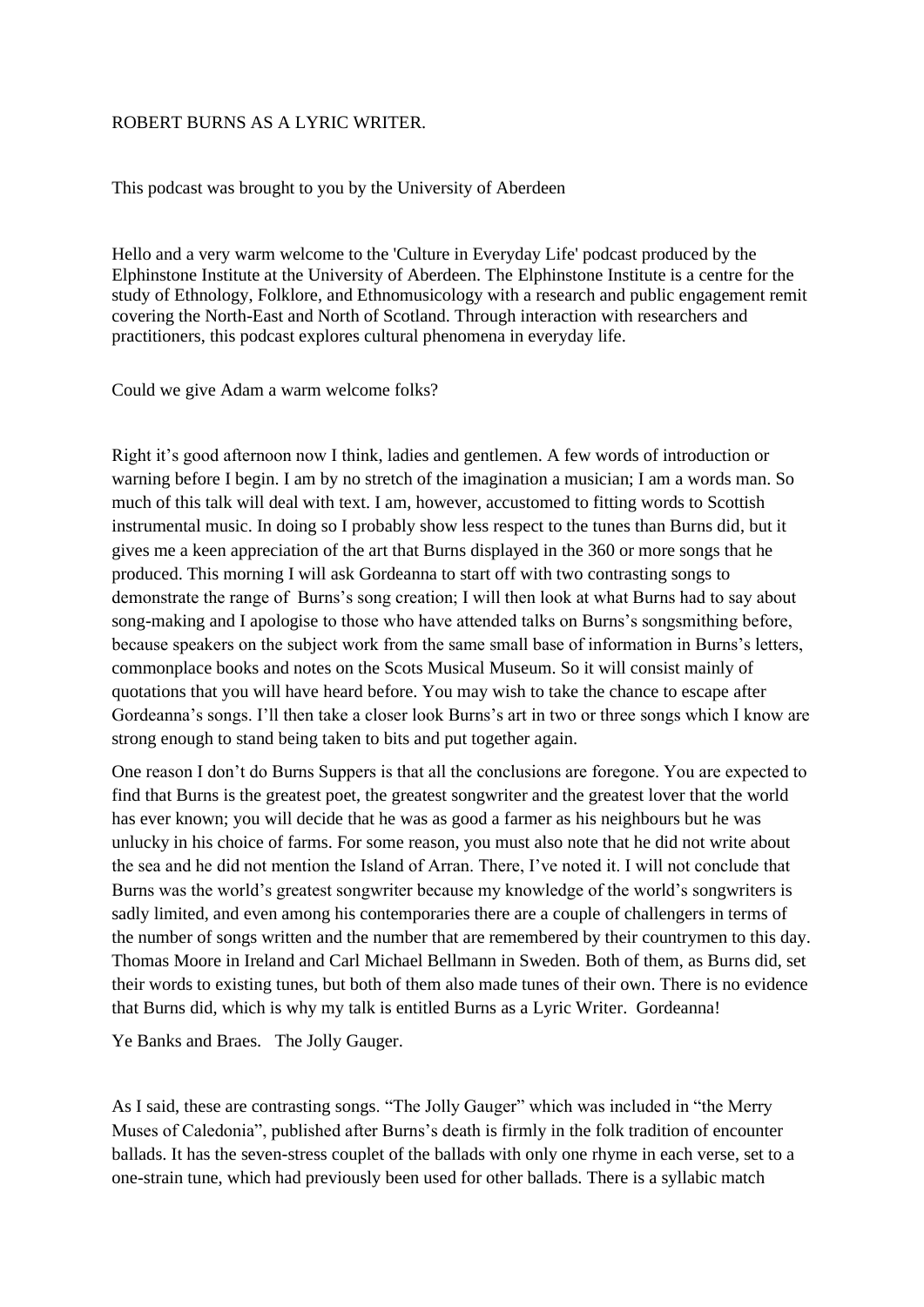# ROBERT BURNS AS A LYRIC WRITER.

This podcast was brought to you by the University of Aberdeen

Hello and a very warm welcome to the 'Culture in Everyday Life' podcast produced by the Elphinstone Institute at the University of Aberdeen. The Elphinstone Institute is a centre for the study of Ethnology, Folklore, and Ethnomusicology with a research and public engagement remit covering the North-East and North of Scotland. Through interaction with researchers and practitioners, this podcast explores cultural phenomena in everyday life.

Could we give Adam a warm welcome folks?

Right it's good afternoon now I think, ladies and gentlemen. A few words of introduction or warning before I begin. I am by no stretch of the imagination a musician; I am a words man. So much of this talk will deal with text. I am, however, accustomed to fitting words to Scottish instrumental music. In doing so I probably show less respect to the tunes than Burns did, but it gives me a keen appreciation of the art that Burns displayed in the 360 or more songs that he produced. This morning I will ask Gordeanna to start off with two contrasting songs to demonstrate the range of Burns's song creation; I will then look at what Burns had to say about song-making and I apologise to those who have attended talks on Burns's songsmithing before, because speakers on the subject work from the same small base of information in Burns's letters, commonplace books and notes on the Scots Musical Museum. So it will consist mainly of quotations that you will have heard before. You may wish to take the chance to escape after Gordeanna's songs. I'll then take a closer look Burns's art in two or three songs which I know are strong enough to stand being taken to bits and put together again.

One reason I don't do Burns Suppers is that all the conclusions are foregone. You are expected to find that Burns is the greatest poet, the greatest songwriter and the greatest lover that the world has ever known; you will decide that he was as good a farmer as his neighbours but he was unlucky in his choice of farms. For some reason, you must also note that he did not write about the sea and he did not mention the Island of Arran. There, I've noted it. I will not conclude that Burns was the world's greatest songwriter because my knowledge of the world's songwriters is sadly limited, and even among his contemporaries there are a couple of challengers in terms of the number of songs written and the number that are remembered by their countrymen to this day. Thomas Moore in Ireland and Carl Michael Bellmann in Sweden. Both of them, as Burns did, set their words to existing tunes, but both of them also made tunes of their own. There is no evidence that Burns did, which is why my talk is entitled Burns as a Lyric Writer. Gordeanna!

Ye Banks and Braes. The Jolly Gauger.

As I said, these are contrasting songs. "The Jolly Gauger" which was included in "the Merry Muses of Caledonia", published after Burns's death is firmly in the folk tradition of encounter ballads. It has the seven-stress couplet of the ballads with only one rhyme in each verse, set to a one-strain tune, which had previously been used for other ballads. There is a syllabic match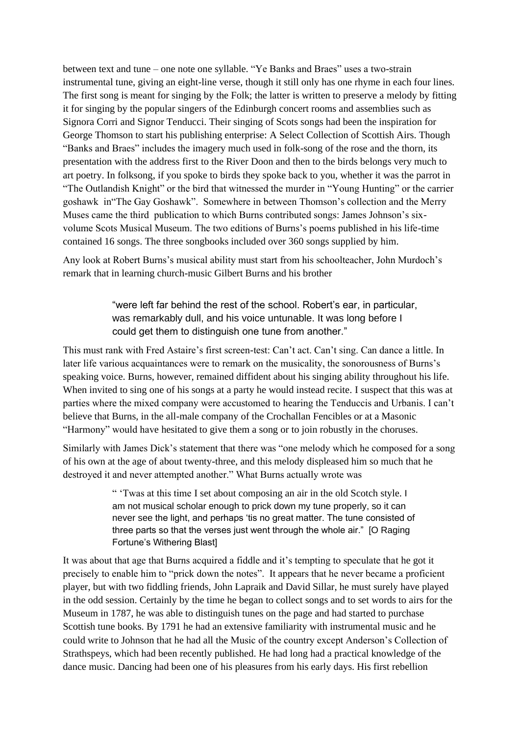between text and tune – one note one syllable. "Ye Banks and Braes" uses a two-strain instrumental tune, giving an eight-line verse, though it still only has one rhyme in each four lines. The first song is meant for singing by the Folk; the latter is written to preserve a melody by fitting it for singing by the popular singers of the Edinburgh concert rooms and assemblies such as Signora Corri and Signor Tenducci. Their singing of Scots songs had been the inspiration for George Thomson to start his publishing enterprise: A Select Collection of Scottish Airs. Though "Banks and Braes" includes the imagery much used in folk-song of the rose and the thorn, its presentation with the address first to the River Doon and then to the birds belongs very much to art poetry. In folksong, if you spoke to birds they spoke back to you, whether it was the parrot in "The Outlandish Knight" or the bird that witnessed the murder in "Young Hunting" or the carrier goshawk in"The Gay Goshawk". Somewhere in between Thomson's collection and the Merry Muses came the third publication to which Burns contributed songs: James Johnson's six-volume Scots Musical Museum. The two editions of Burns's poems published in his life-time contained 16 songs. The three songbooks included over 360 songs supplied by him.

Any look at Robert Burns's musical ability must start from his schoolteacher, John Murdoch's remark that in learning church-music Gilbert Burns and his brother

> "were left far behind the rest of the school. Robert's ear, in particular, was remarkably dull, and his voice untunable. It was long before I could get them to distinguish one tune from another."

This must rank with Fred Astaire's first screen-test: Can't act. Can't sing. Can dance a little. In later life various acquaintances were to remark on the musicality, the sonorousness of Burns's speaking voice. Burns, however, remained diffident about his singing ability throughout his life. When invited to sing one of his songs at a party he would instead recite. I suspect that this was at parties where the mixed company were accustomed to hearing the Tenduccis and Urbanis. I can't believe that Burns, in the all-male company of the Crochallan Fencibles or at a Masonic "Harmony" would have hesitated to give them a song or to join robustly in the choruses.

Similarly with James Dick's statement that there was "one melody which he composed for a song of his own at the age of about twenty-three, and this melody displeased him so much that he destroyed it and never attempted another." What Burns actually wrote was

> " 'Twas at this time I set about composing an air in the old Scotch style. I am not musical scholar enough to prick down my tune properly, so it can never see the light, and perhaps 'tis no great matter. The tune consisted of three parts so that the verses just went through the whole air." [O Raging Fortune's Withering Blast]

It was about that age that Burns acquired a fiddle and it's tempting to speculate that he got it precisely to enable him to "prick down the notes". It appears that he never became a proficient player, but with two fiddling friends, John Lapraik and David Sillar, he must surely have played in the odd session. Certainly by the time he began to collect songs and to set words to airs for the Museum in 1787, he was able to distinguish tunes on the page and had started to purchase Scottish tune books. By 1791 he had an extensive familiarity with instrumental music and he could write to Johnson that he had all the Music of the country except Anderson's Collection of Strathspeys, which had been recently published. He had long had a practical knowledge of the dance music. Dancing had been one of his pleasures from his early days. His first rebellion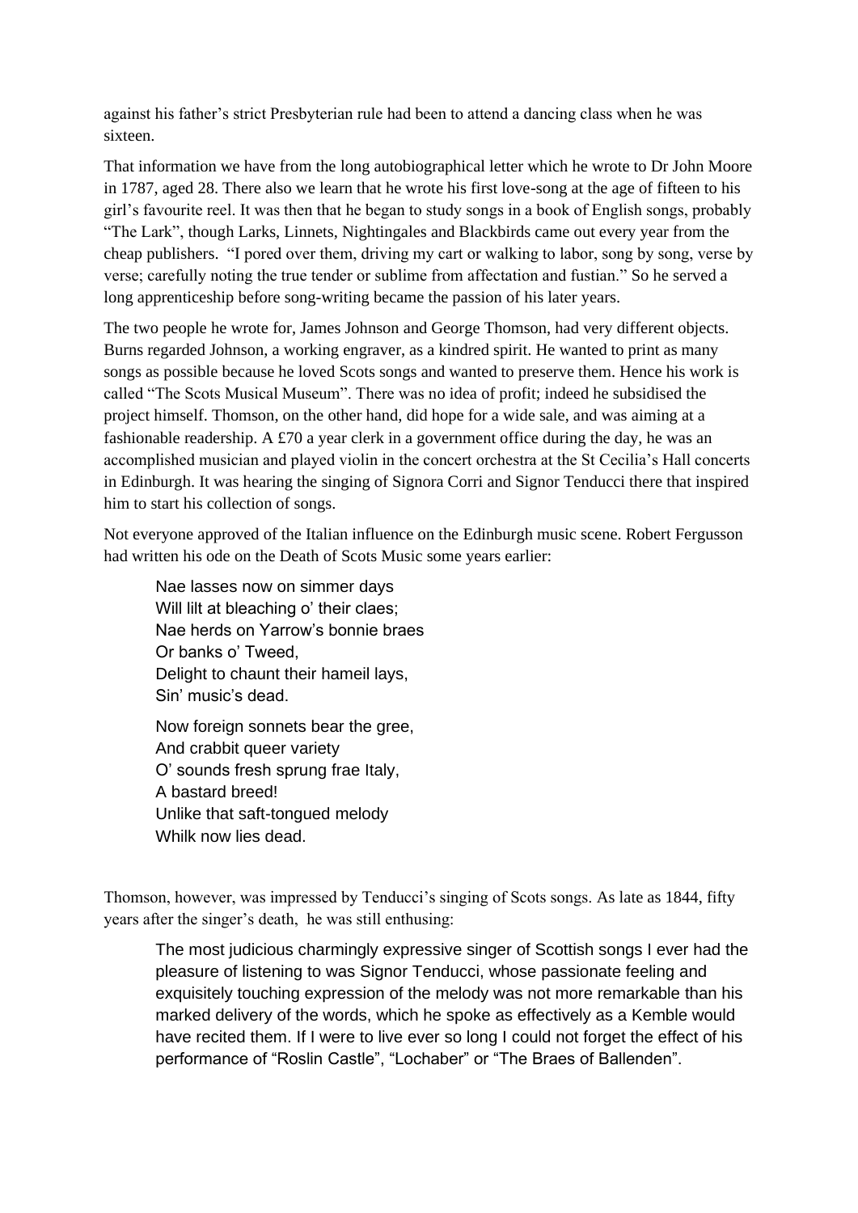against his father's strict Presbyterian rule had been to attend a dancing class when he was sixteen.

That information we have from the long autobiographical letter which he wrote to Dr John Moore in 1787, aged 28. There also we learn that he wrote his first love-song at the age of fifteen to his girl's favourite reel. It was then that he began to study songs in a book of English songs, probably "The Lark", though Larks, Linnets, Nightingales and Blackbirds came out every year from the cheap publishers. "I pored over them, driving my cart or walking to labor, song by song, verse by verse; carefully noting the true tender or sublime from affectation and fustian." So he served a long apprenticeship before song-writing became the passion of his later years.

The two people he wrote for, James Johnson and George Thomson, had very different objects. Burns regarded Johnson, a working engraver, as a kindred spirit. He wanted to print as many songs as possible because he loved Scots songs and wanted to preserve them. Hence his work is called "The Scots Musical Museum". There was no idea of profit; indeed he subsidised the project himself. Thomson, on the other hand, did hope for a wide sale, and was aiming at a fashionable readership. A £70 a year clerk in a government office during the day, he was an accomplished musician and played violin in the concert orchestra at the St Cecilia's Hall concerts in Edinburgh. It was hearing the singing of Signora Corri and Signor Tenducci there that inspired him to start his collection of songs.

Not everyone approved of the Italian influence on the Edinburgh music scene. Robert Fergusson had written his ode on the Death of Scots Music some years earlier:

> Nae lasses now on simmer days
> Will lilt at bleaching o' their claes;
> Nae herds on Yarrow's bonnie braes
> Or banks o' Tweed,
> Delight to chaunt their hameil lays,
> Sin' music's dead.
>
> Now foreign sonnets bear the gree,
> And crabbit queer variety
> O' sounds fresh sprung frae Italy,
> A bastard breed!
> Unlike that saft-tongued melody
> Whilk now lies dead.

Thomson, however, was impressed by Tenducci's singing of Scots songs. As late as 1844, fifty years after the singer's death, he was still enthusing:

> The most judicious charmingly expressive singer of Scottish songs I ever had the pleasure of listening to was Signor Tenducci, whose passionate feeling and exquisitely touching expression of the melody was not more remarkable than his marked delivery of the words, which he spoke as effectively as a Kemble would have recited them. If I were to live ever so long I could not forget the effect of his performance of "Roslin Castle", "Lochaber" or "The Braes of Ballenden".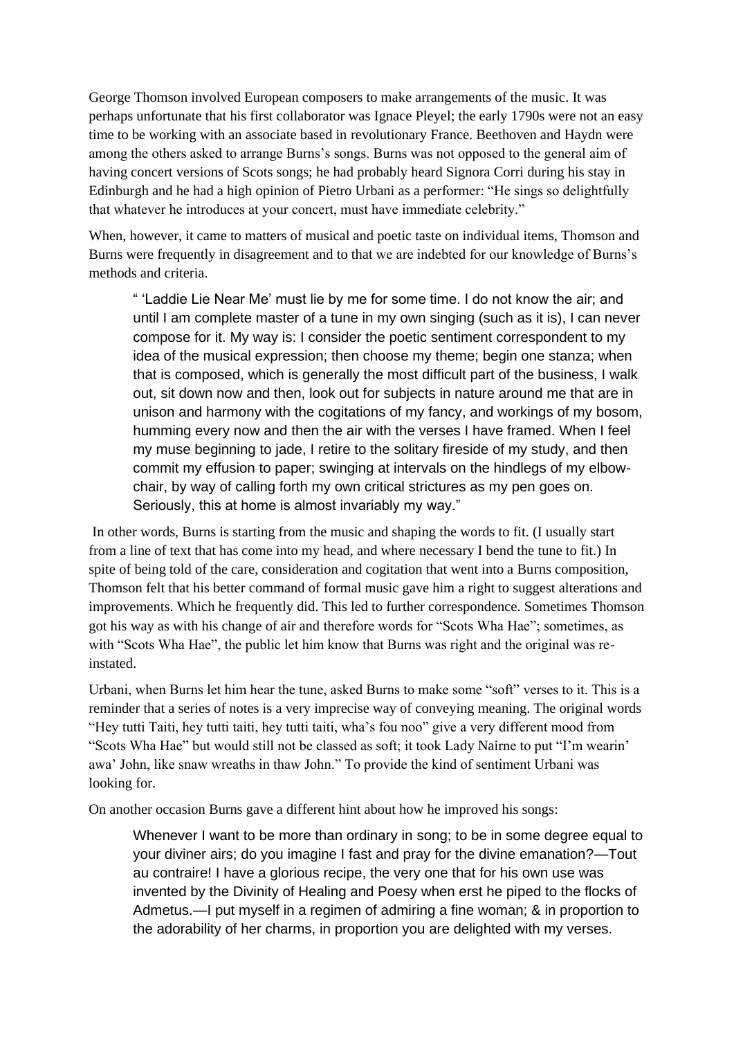George Thomson involved European composers to make arrangements of the music. It was perhaps unfortunate that his first collaborator was Ignace Pleyel; the early 1790s were not an easy time to be working with an associate based in revolutionary France. Beethoven and Haydn were among the others asked to arrange Burns's songs. Burns was not opposed to the general aim of having concert versions of Scots songs; he had probably heard Signora Corri during his stay in Edinburgh and he had a high opinion of Pietro Urbani as a performer: "He sings so delightfully that whatever he introduces at your concert, must have immediate celebrity."

When, however, it came to matters of musical and poetic taste on individual items, Thomson and Burns were frequently in disagreement and to that we are indebted for our knowledge of Burns's methods and criteria.

> " 'Laddie Lie Near Me' must lie by me for some time. I do not know the air; and until I am complete master of a tune in my own singing (such as it is), I can never compose for it. My way is: I consider the poetic sentiment correspondent to my idea of the musical expression; then choose my theme; begin one stanza; when that is composed, which is generally the most difficult part of the business, I walk out, sit down now and then, look out for subjects in nature around me that are in unison and harmony with the cogitations of my fancy, and workings of my bosom, humming every now and then the air with the verses I have framed. When I feel my muse beginning to jade, I retire to the solitary fireside of my study, and then commit my effusion to paper; swinging at intervals on the hindlegs of my elbow-chair, by way of calling forth my own critical strictures as my pen goes on. Seriously, this at home is almost invariably my way."

In other words, Burns is starting from the music and shaping the words to fit. (I usually start from a line of text that has come into my head, and where necessary I bend the tune to fit.) In spite of being told of the care, consideration and cogitation that went into a Burns composition, Thomson felt that his better command of formal music gave him a right to suggest alterations and improvements. Which he frequently did. This led to further correspondence. Sometimes Thomson got his way as with his change of air and therefore words for "Scots Wha Hae"; sometimes, as with "Scots Wha Hae", the public let him know that Burns was right and the original was re-instated.

Urbani, when Burns let him hear the tune, asked Burns to make some "soft" verses to it. This is a reminder that a series of notes is a very imprecise way of conveying meaning. The original words "Hey tutti Taiti, hey tutti taiti, hey tutti taiti, wha's fou noo" give a very different mood from "Scots Wha Hae" but would still not be classed as soft; it took Lady Nairne to put "I'm wearin' awa' John, like snaw wreaths in thaw John." To provide the kind of sentiment Urbani was looking for.

On another occasion Burns gave a different hint about how he improved his songs:

> Whenever I want to be more than ordinary in song; to be in some degree equal to your diviner airs; do you imagine I fast and pray for the divine emanation?—Tout au contraire! I have a glorious recipe, the very one that for his own use was invented by the Divinity of Healing and Poesy when erst he piped to the flocks of Admetus.—I put myself in a regimen of admiring a fine woman; & in proportion to the adorability of her charms, in proportion you are delighted with my verses.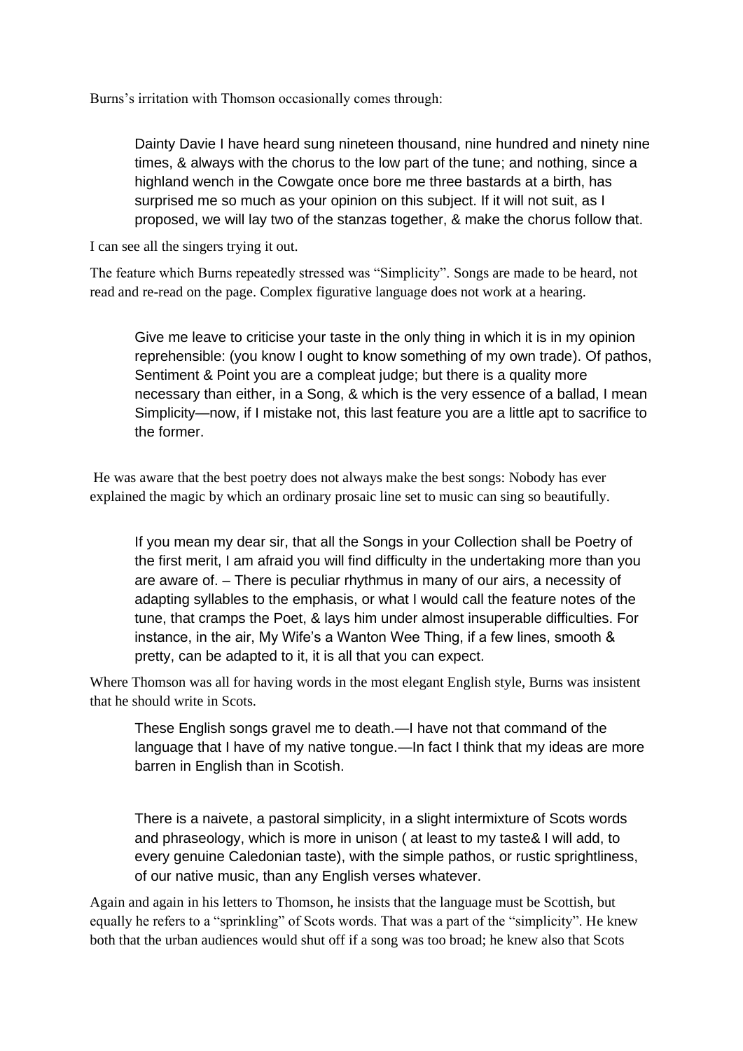Burns's irritation with Thomson occasionally comes through:

> Dainty Davie I have heard sung nineteen thousand, nine hundred and ninety nine times, & always with the chorus to the low part of the tune; and nothing, since a highland wench in the Cowgate once bore me three bastards at a birth, has surprised me so much as your opinion on this subject. If it will not suit, as I proposed, we will lay two of the stanzas together, & make the chorus follow that.

I can see all the singers trying it out.

The feature which Burns repeatedly stressed was "Simplicity". Songs are made to be heard, not read and re-read on the page. Complex figurative language does not work at a hearing.

> Give me leave to criticise your taste in the only thing in which it is in my opinion reprehensible: (you know I ought to know something of my own trade). Of pathos, Sentiment & Point you are a compleat judge; but there is a quality more necessary than either, in a Song, & which is the very essence of a ballad, I mean Simplicity—now, if I mistake not, this last feature you are a little apt to sacrifice to the former.

He was aware that the best poetry does not always make the best songs: Nobody has ever explained the magic by which an ordinary prosaic line set to music can sing so beautifully.

> If you mean my dear sir, that all the Songs in your Collection shall be Poetry of the first merit, I am afraid you will find difficulty in the undertaking more than you are aware of. – There is peculiar rhythmus in many of our airs, a necessity of adapting syllables to the emphasis, or what I would call the feature notes of the tune, that cramps the Poet, & lays him under almost insuperable difficulties. For instance, in the air, My Wife's a Wanton Wee Thing, if a few lines, smooth & pretty, can be adapted to it, it is all that you can expect.

Where Thomson was all for having words in the most elegant English style, Burns was insistent that he should write in Scots.

> These English songs gravel me to death.—I have not that command of the language that I have of my native tongue.—In fact I think that my ideas are more barren in English than in Scotish.

> There is a naivete, a pastoral simplicity, in a slight intermixture of Scots words and phraseology, which is more in unison ( at least to my taste& I will add, to every genuine Caledonian taste), with the simple pathos, or rustic sprightliness, of our native music, than any English verses whatever.

Again and again in his letters to Thomson, he insists that the language must be Scottish, but equally he refers to a "sprinkling" of Scots words. That was a part of the "simplicity". He knew both that the urban audiences would shut off if a song was too broad; he knew also that Scots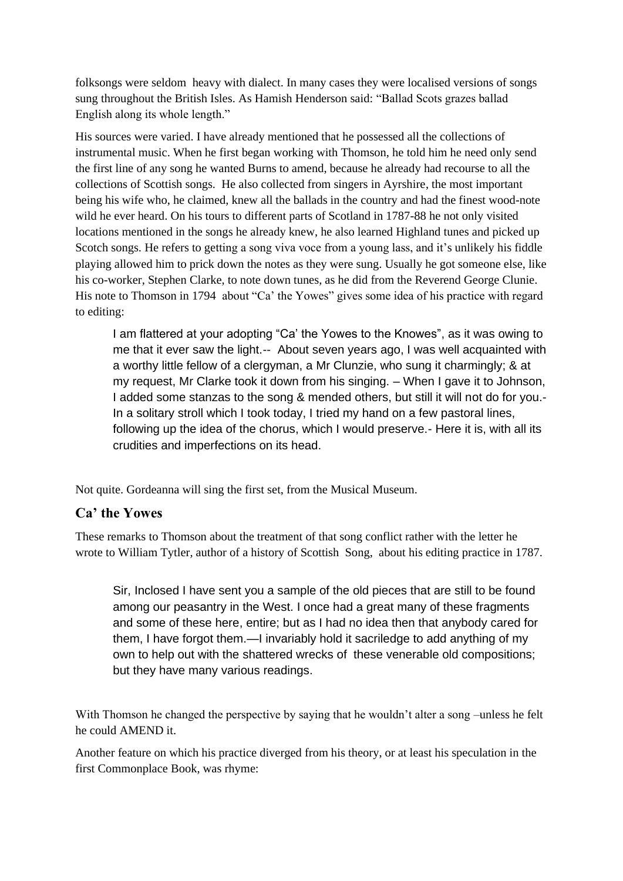folksongs were seldom heavy with dialect. In many cases they were localised versions of songs sung throughout the British Isles. As Hamish Henderson said: "Ballad Scots grazes ballad English along its whole length."

His sources were varied. I have already mentioned that he possessed all the collections of instrumental music. When he first began working with Thomson, he told him he need only send the first line of any song he wanted Burns to amend, because he already had recourse to all the collections of Scottish songs. He also collected from singers in Ayrshire, the most important being his wife who, he claimed, knew all the ballads in the country and had the finest wood-note wild he ever heard. On his tours to different parts of Scotland in 1787-88 he not only visited locations mentioned in the songs he already knew, he also learned Highland tunes and picked up Scotch songs. He refers to getting a song viva voce from a young lass, and it's unlikely his fiddle playing allowed him to prick down the notes as they were sung. Usually he got someone else, like his co-worker, Stephen Clarke, to note down tunes, as he did from the Reverend George Clunie. His note to Thomson in 1794 about "Ca' the Yowes" gives some idea of his practice with regard to editing:

> I am flattered at your adopting "Ca' the Yowes to the Knowes", as it was owing to me that it ever saw the light.-- About seven years ago, I was well acquainted with a worthy little fellow of a clergyman, a Mr Clunzie, who sung it charmingly; & at my request, Mr Clarke took it down from his singing. – When I gave it to Johnson, I added some stanzas to the song & mended others, but still it will not do for you.- In a solitary stroll which I took today, I tried my hand on a few pastoral lines, following up the idea of the chorus, which I would preserve.- Here it is, with all its crudities and imperfections on its head.

Not quite. Gordeanna will sing the first set, from the Musical Museum.

## Ca' the Yowes

These remarks to Thomson about the treatment of that song conflict rather with the letter he wrote to William Tytler, author of a history of Scottish Song, about his editing practice in 1787.

> Sir, Inclosed I have sent you a sample of the old pieces that are still to be found among our peasantry in the West. I once had a great many of these fragments and some of these here, entire; but as I had no idea then that anybody cared for them, I have forgot them.—I invariably hold it sacriledge to add anything of my own to help out with the shattered wrecks of these venerable old compositions; but they have many various readings.

With Thomson he changed the perspective by saying that he wouldn't alter a song –unless he felt he could AMEND it.

Another feature on which his practice diverged from his theory, or at least his speculation in the first Commonplace Book, was rhyme: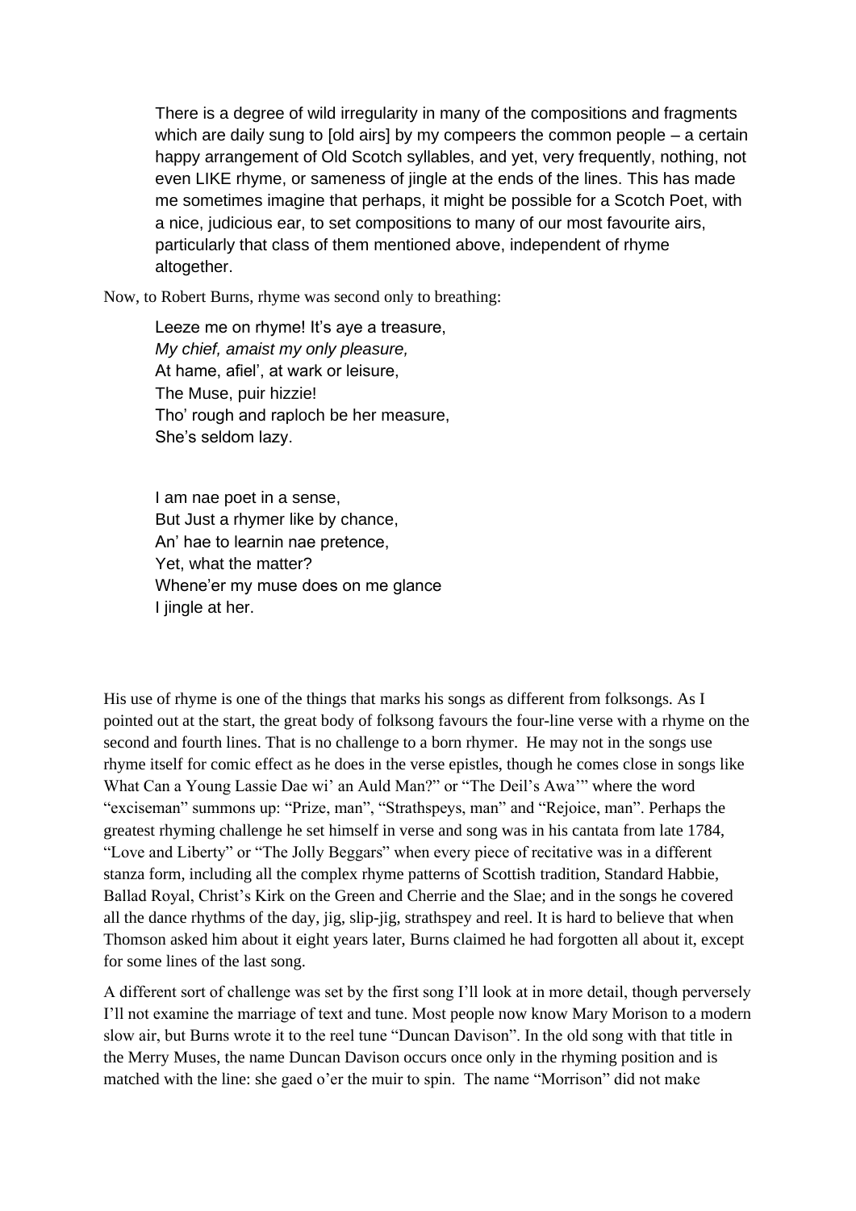> There is a degree of wild irregularity in many of the compositions and fragments which are daily sung to [old airs] by my compeers the common people – a certain happy arrangement of Old Scotch syllables, and yet, very frequently, nothing, not even LIKE rhyme, or sameness of jingle at the ends of the lines. This has made me sometimes imagine that perhaps, it might be possible for a Scotch Poet, with a nice, judicious ear, to set compositions to many of our most favourite airs, particularly that class of them mentioned above, independent of rhyme altogether.

Now, to Robert Burns, rhyme was second only to breathing:

> Leeze me on rhyme! It's aye a treasure,  
> *My chief, amaist my only pleasure,*  
> At hame, afiel', at wark or leisure,  
> The Muse, puir hizzie!  
> Tho' rough and raploch be her measure,  
> She's seldom lazy.
>
> I am nae poet in a sense,  
> But Just a rhymer like by chance,  
> An' hae to learnin nae pretence,  
> Yet, what the matter?  
> Whene'er my muse does on me glance  
> I jingle at her.

His use of rhyme is one of the things that marks his songs as different from folksongs. As I pointed out at the start, the great body of folksong favours the four-line verse with a rhyme on the second and fourth lines. That is no challenge to a born rhymer. He may not in the songs use rhyme itself for comic effect as he does in the verse epistles, though he comes close in songs like What Can a Young Lassie Dae wi' an Auld Man?" or "The Deil's Awa'" where the word "exciseman" summons up: "Prize, man", "Strathspeys, man" and "Rejoice, man". Perhaps the greatest rhyming challenge he set himself in verse and song was in his cantata from late 1784, "Love and Liberty" or "The Jolly Beggars" when every piece of recitative was in a different stanza form, including all the complex rhyme patterns of Scottish tradition, Standard Habbie, Ballad Royal, Christ's Kirk on the Green and Cherrie and the Slae; and in the songs he covered all the dance rhythms of the day, jig, slip-jig, strathspey and reel. It is hard to believe that when Thomson asked him about it eight years later, Burns claimed he had forgotten all about it, except for some lines of the last song.

A different sort of challenge was set by the first song I'll look at in more detail, though perversely I'll not examine the marriage of text and tune. Most people now know Mary Morison to a modern slow air, but Burns wrote it to the reel tune "Duncan Davison". In the old song with that title in the Merry Muses, the name Duncan Davison occurs once only in the rhyming position and is matched with the line: she gaed o'er the muir to spin. The name "Morrison" did not make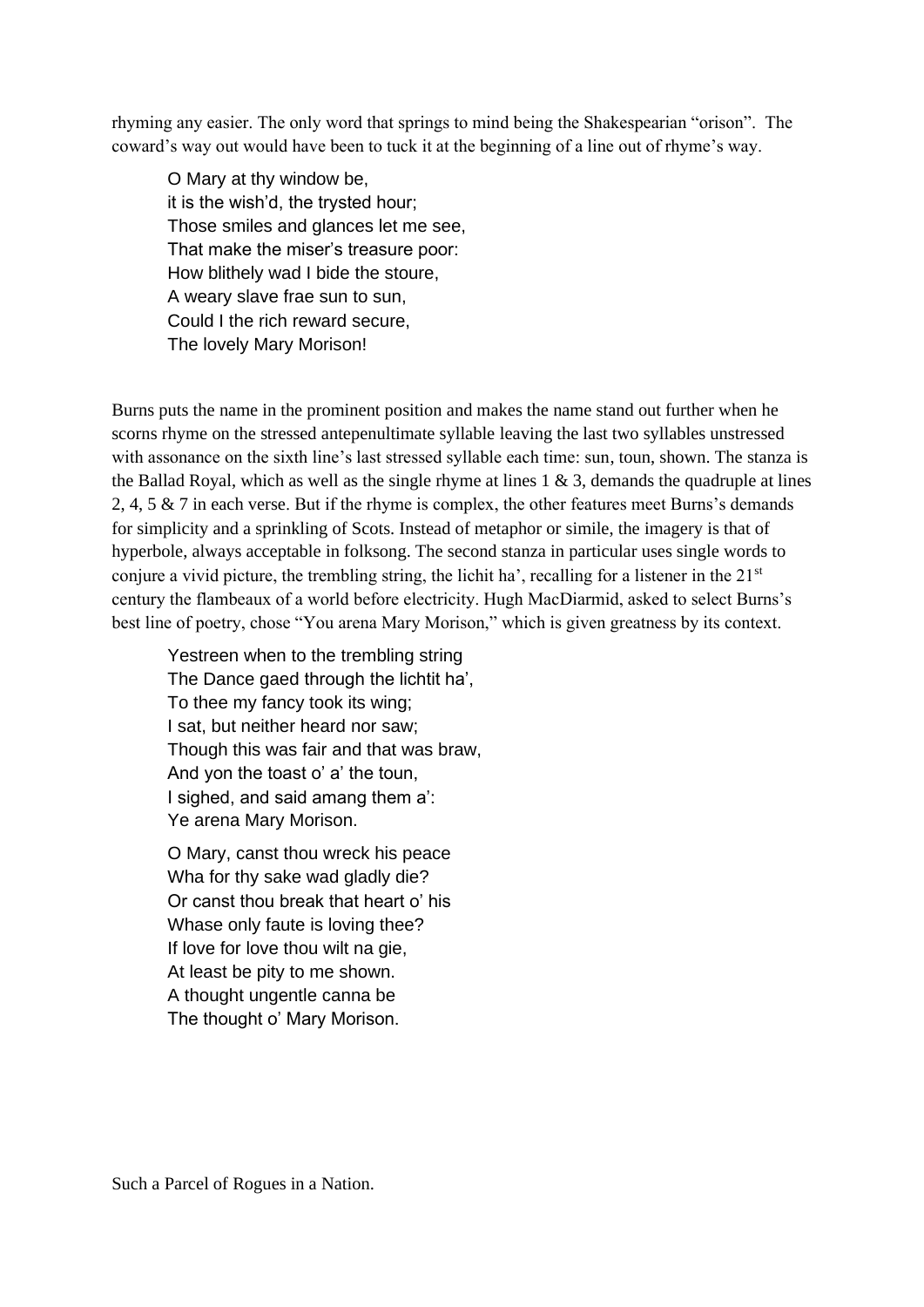rhyming any easier. The only word that springs to mind being the Shakespearian "orison". The coward's way out would have been to tuck it at the beginning of a line out of rhyme's way.

> O Mary at thy window be,  
> it is the wish'd, the trysted hour;  
> Those smiles and glances let me see,  
> That make the miser's treasure poor:  
> How blithely wad I bide the stoure,  
> A weary slave frae sun to sun,  
> Could I the rich reward secure,  
> The lovely Mary Morison!

Burns puts the name in the prominent position and makes the name stand out further when he scorns rhyme on the stressed antepenultimate syllable leaving the last two syllables unstressed with assonance on the sixth line's last stressed syllable each time: sun, toun, shown. The stanza is the Ballad Royal, which as well as the single rhyme at lines 1 & 3, demands the quadruple at lines 2, 4, 5 & 7 in each verse. But if the rhyme is complex, the other features meet Burns's demands for simplicity and a sprinkling of Scots. Instead of metaphor or simile, the imagery is that of hyperbole, always acceptable in folksong. The second stanza in particular uses single words to conjure a vivid picture, the trembling string, the lichit ha', recalling for a listener in the 21st century the flambeaux of a world before electricity. Hugh MacDiarmid, asked to select Burns's best line of poetry, chose "You arena Mary Morison," which is given greatness by its context.

> Yestreen when to the trembling string  
> The Dance gaed through the lichtit ha',  
> To thee my fancy took its wing;  
> I sat, but neither heard nor saw;  
> Though this was fair and that was braw,  
> And yon the toast o' a' the toun,  
> I sighed, and said amang them a':  
> Ye arena Mary Morison.
>
> O Mary, canst thou wreck his peace  
> Wha for thy sake wad gladly die?  
> Or canst thou break that heart o' his  
> Whase only faute is loving thee?  
> If love for love thou wilt na gie,  
> At least be pity to me shown.  
> A thought ungentle canna be  
> The thought o' Mary Morison.

Such a Parcel of Rogues in a Nation.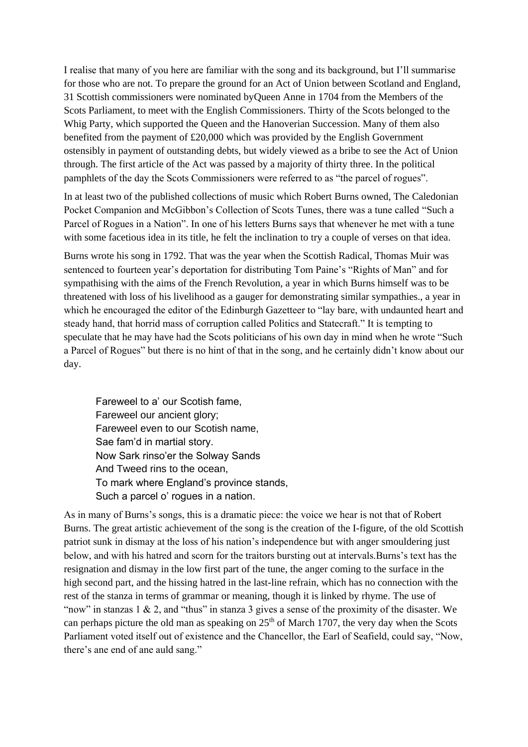I realise that many of you here are familiar with the song and its background, but I'll summarise for those who are not. To prepare the ground for an Act of Union between Scotland and England, 31 Scottish commissioners were nominated byQueen Anne in 1704 from the Members of the Scots Parliament, to meet with the English Commissioners. Thirty of the Scots belonged to the Whig Party, which supported the Queen and the Hanoverian Succession. Many of them also benefited from the payment of £20,000 which was provided by the English Government ostensibly in payment of outstanding debts, but widely viewed as a bribe to see the Act of Union through. The first article of the Act was passed by a majority of thirty three. In the political pamphlets of the day the Scots Commissioners were referred to as "the parcel of rogues".

In at least two of the published collections of music which Robert Burns owned, The Caledonian Pocket Companion and McGibbon's Collection of Scots Tunes, there was a tune called "Such a Parcel of Rogues in a Nation". In one of his letters Burns says that whenever he met with a tune with some facetious idea in its title, he felt the inclination to try a couple of verses on that idea.

Burns wrote his song in 1792. That was the year when the Scottish Radical, Thomas Muir was sentenced to fourteen year's deportation for distributing Tom Paine's "Rights of Man" and for sympathising with the aims of the French Revolution, a year in which Burns himself was to be threatened with loss of his livelihood as a gauger for demonstrating similar sympathies., a year in which he encouraged the editor of the Edinburgh Gazetteer to "lay bare, with undaunted heart and steady hand, that horrid mass of corruption called Politics and Statecraft." It is tempting to speculate that he may have had the Scots politicians of his own day in mind when he wrote "Such a Parcel of Rogues" but there is no hint of that in the song, and he certainly didn't know about our day.

> Fareweel to a' our Scotish fame,  
> Fareweel our ancient glory;  
> Fareweel even to our Scotish name,  
> Sae fam'd in martial story.  
> Now Sark rinso'er the Solway Sands  
> And Tweed rins to the ocean,  
> To mark where England's province stands,  
> Such a parcel o' rogues in a nation.

As in many of Burns's songs, this is a dramatic piece: the voice we hear is not that of Robert Burns. The great artistic achievement of the song is the creation of the I-figure, of the old Scottish patriot sunk in dismay at the loss of his nation's independence but with anger smouldering just below, and with his hatred and scorn for the traitors bursting out at intervals.Burns's text has the resignation and dismay in the low first part of the tune, the anger coming to the surface in the high second part, and the hissing hatred in the last-line refrain, which has no connection with the rest of the stanza in terms of grammar or meaning, though it is linked by rhyme. The use of "now" in stanzas 1 & 2, and "thus" in stanza 3 gives a sense of the proximity of the disaster. We can perhaps picture the old man as speaking on 25th of March 1707, the very day when the Scots Parliament voted itself out of existence and the Chancellor, the Earl of Seafield, could say, "Now, there's ane end of ane auld sang."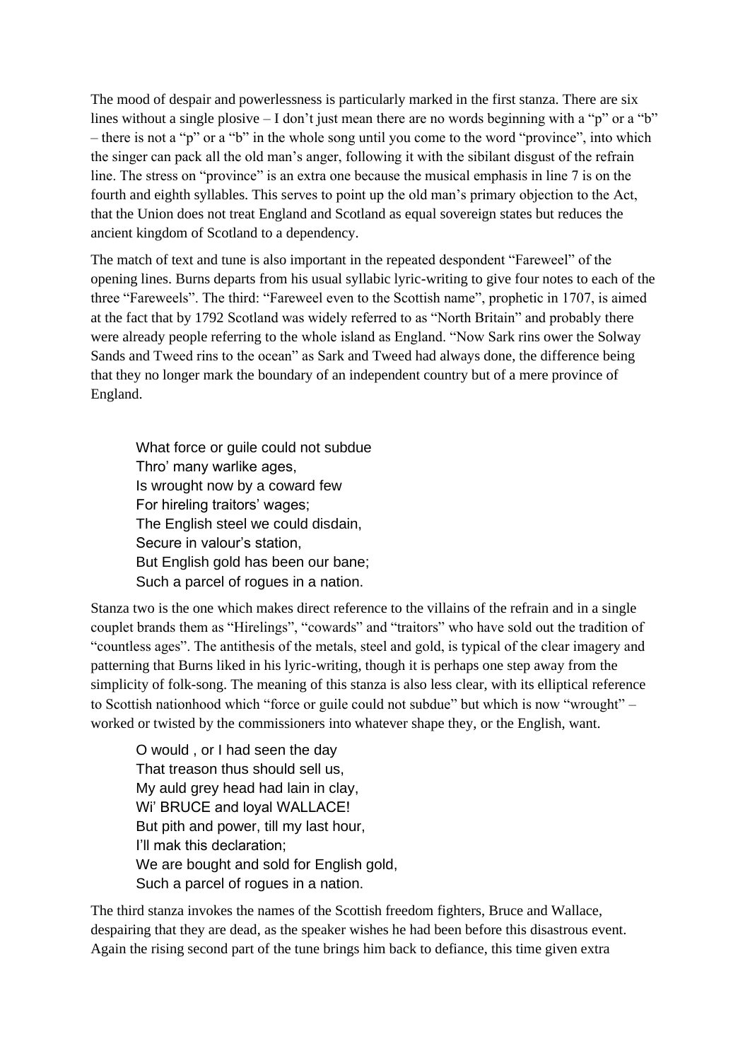The mood of despair and powerlessness is particularly marked in the first stanza. There are six lines without a single plosive – I don't just mean there are no words beginning with a "p" or a "b" – there is not a "p" or a "b" in the whole song until you come to the word "province", into which the singer can pack all the old man's anger, following it with the sibilant disgust of the refrain line. The stress on "province" is an extra one because the musical emphasis in line 7 is on the fourth and eighth syllables. This serves to point up the old man's primary objection to the Act, that the Union does not treat England and Scotland as equal sovereign states but reduces the ancient kingdom of Scotland to a dependency.

The match of text and tune is also important in the repeated despondent "Fareweel" of the opening lines. Burns departs from his usual syllabic lyric-writing to give four notes to each of the three "Fareweels". The third: "Fareweel even to the Scottish name", prophetic in 1707, is aimed at the fact that by 1792 Scotland was widely referred to as "North Britain" and probably there were already people referring to the whole island as England. "Now Sark rins ower the Solway Sands and Tweed rins to the ocean" as Sark and Tweed had always done, the difference being that they no longer mark the boundary of an independent country but of a mere province of England.

> What force or guile could not subdue
> Thro' many warlike ages,
> Is wrought now by a coward few
> For hireling traitors' wages;
> The English steel we could disdain,
> Secure in valour's station,
> But English gold has been our bane;
> Such a parcel of rogues in a nation.

Stanza two is the one which makes direct reference to the villains of the refrain and in a single couplet brands them as "Hirelings", "cowards" and "traitors" who have sold out the tradition of "countless ages". The antithesis of the metals, steel and gold, is typical of the clear imagery and patterning that Burns liked in his lyric-writing, though it is perhaps one step away from the simplicity of folk-song. The meaning of this stanza is also less clear, with its elliptical reference to Scottish nationhood which "force or guile could not subdue" but which is now "wrought" – worked or twisted by the commissioners into whatever shape they, or the English, want.

> O would , or I had seen the day
> That treason thus should sell us,
> My auld grey head had lain in clay,
> Wi' BRUCE and loyal WALLACE!
> But pith and power, till my last hour,
> I'll mak this declaration;
> We are bought and sold for English gold,
> Such a parcel of rogues in a nation.

The third stanza invokes the names of the Scottish freedom fighters, Bruce and Wallace, despairing that they are dead, as the speaker wishes he had been before this disastrous event. Again the rising second part of the tune brings him back to defiance, this time given extra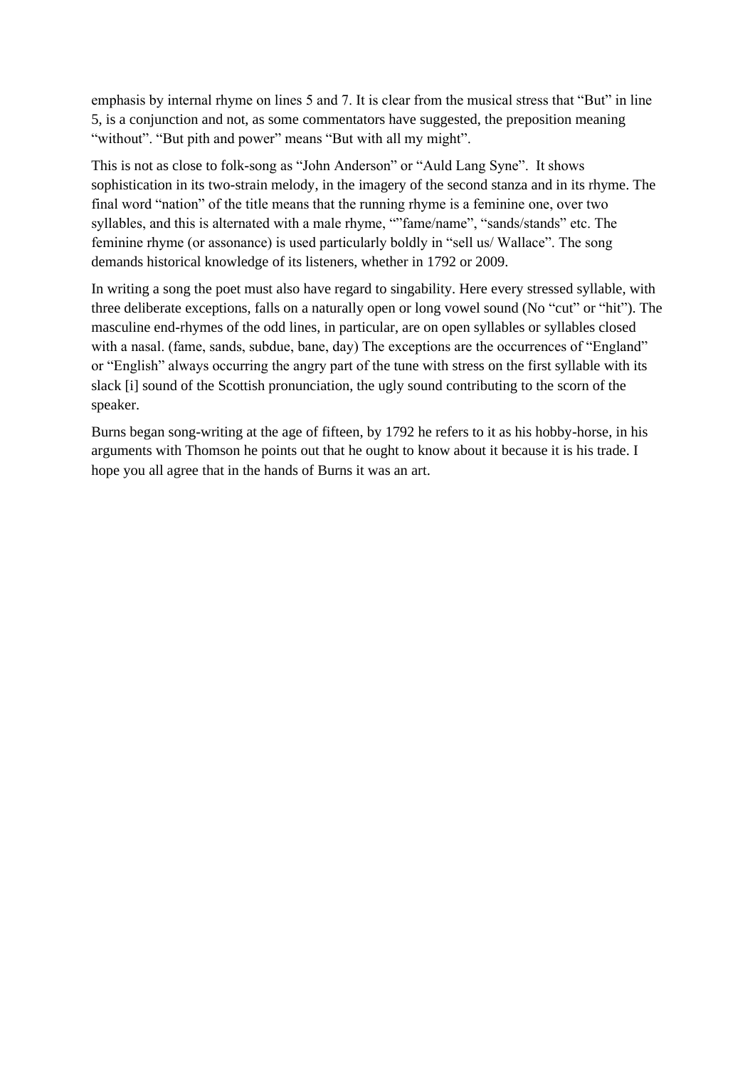emphasis by internal rhyme on lines 5 and 7. It is clear from the musical stress that "But" in line 5, is a conjunction and not, as some commentators have suggested, the preposition meaning "without". "But pith and power" means "But with all my might".

This is not as close to folk-song as "John Anderson" or "Auld Lang Syne". It shows sophistication in its two-strain melody, in the imagery of the second stanza and in its rhyme. The final word "nation" of the title means that the running rhyme is a feminine one, over two syllables, and this is alternated with a male rhyme, ""fame/name", "sands/stands" etc. The feminine rhyme (or assonance) is used particularly boldly in "sell us/ Wallace". The song demands historical knowledge of its listeners, whether in 1792 or 2009.

In writing a song the poet must also have regard to singability. Here every stressed syllable, with three deliberate exceptions, falls on a naturally open or long vowel sound (No "cut" or "hit"). The masculine end-rhymes of the odd lines, in particular, are on open syllables or syllables closed with a nasal. (fame, sands, subdue, bane, day) The exceptions are the occurrences of "England" or "English" always occurring the angry part of the tune with stress on the first syllable with its slack [i] sound of the Scottish pronunciation, the ugly sound contributing to the scorn of the speaker.

Burns began song-writing at the age of fifteen, by 1792 he refers to it as his hobby-horse, in his arguments with Thomson he points out that he ought to know about it because it is his trade. I hope you all agree that in the hands of Burns it was an art.